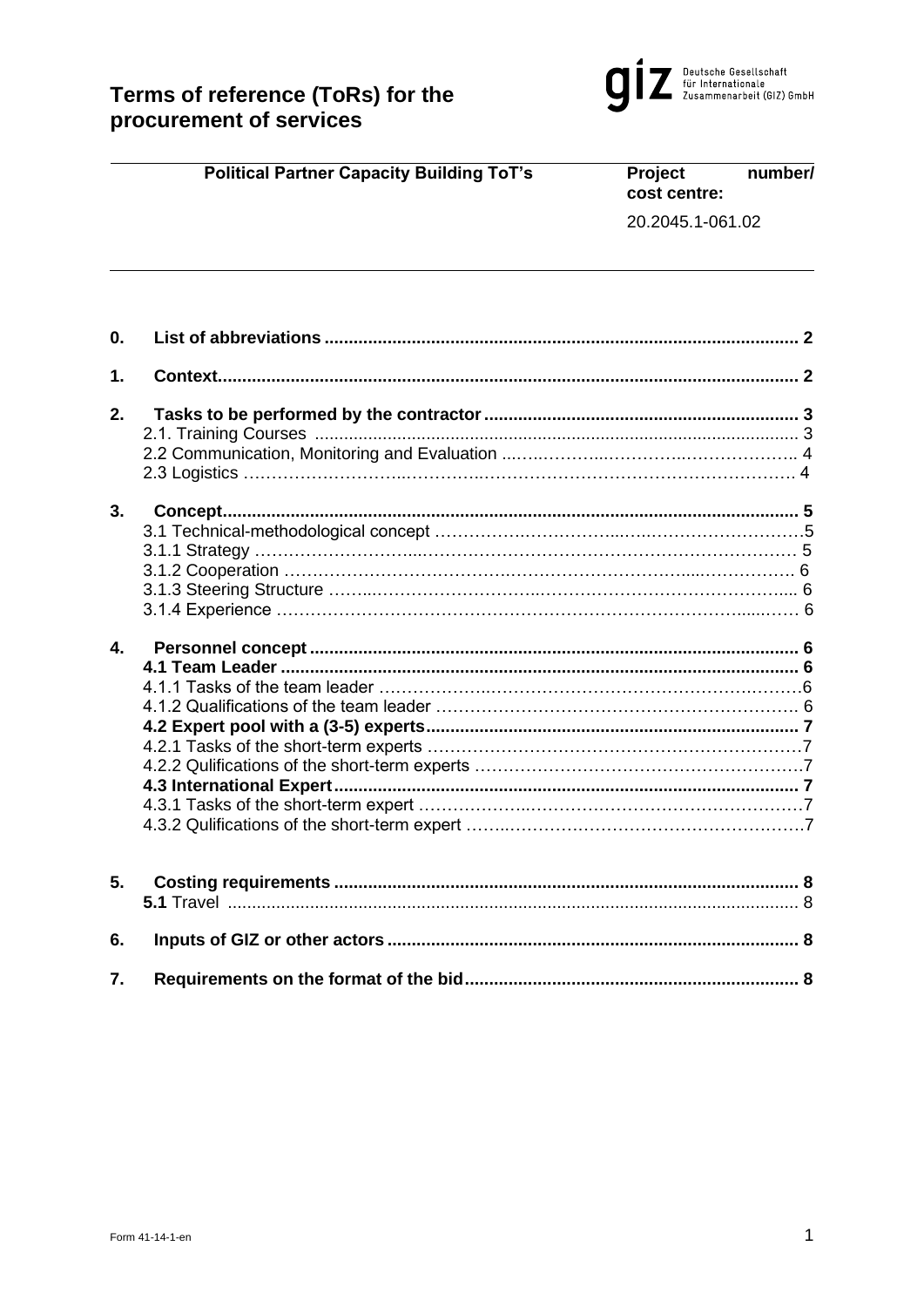# Terms of reference (ToRs) for the procurement of services

Deutsche Gesellschaft für Internationale Zusammenarbeit (GIZ) GmbH

| **Political Partner Capacity Building ToT's** | **Project number/ cost centre:** |
|---|---|
| | 20.2045.1-061.02 |

**0. List of abbreviations** ........ 2

**1. Context** ........ 2

**2. Tasks to be performed by the contractor** ........ 3
- 2.1. Training Courses ........ 3
- 2.2 Communication, Monitoring and Evaluation ........ 4
- 2.3 Logistics ........ 4

**3. Concept** ........ 5
- 3.1 Technical-methodological concept ........ 5
- 3.1.1 Strategy ........ 5
- 3.1.2 Cooperation ........ 6
- 3.1.3 Steering Structure ........ 6
- 3.1.4 Experience ........ 6

**4. Personnel concept** ........ 6
- **4.1 Team Leader** ........ 6
- 4.1.1 Tasks of the team leader ........ 6
- 4.1.2 Qualifications of the team leader ........ 6
- **4.2 Expert pool with a (3-5) experts** ........ 7
- 4.2.1 Tasks of the short-term experts ........ 7
- 4.2.2 Qulifications of the short-term experts ........ 7
- **4.3 International Expert** ........ 7
- 4.3.1 Tasks of the short-term expert ........ 7
- 4.3.2 Qulifications of the short-term expert ........ 7

**5. Costing requirements** ........ 8
- **5.1** Travel ........ 8

**6. Inputs of GIZ or other actors** ........ 8

**7. Requirements on the format of the bid** ........ 8

Form 41-14-1-en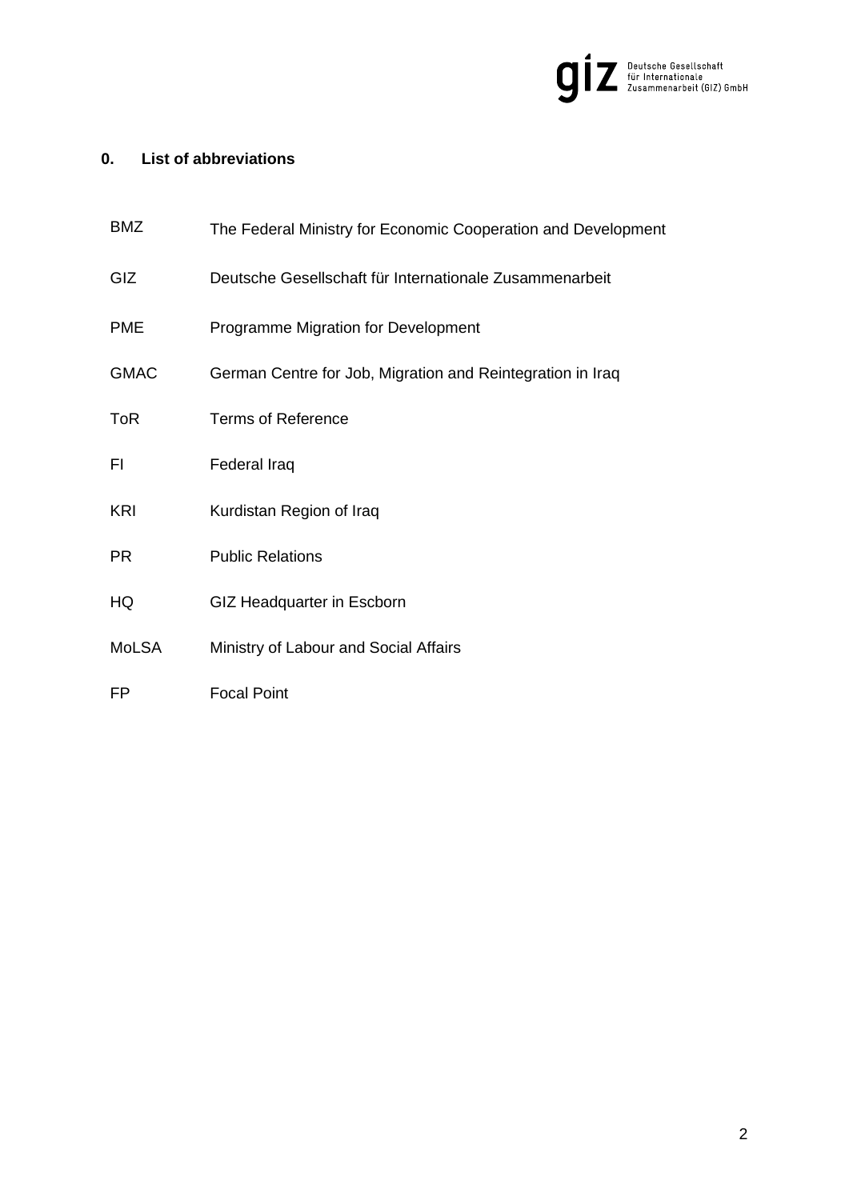## 0. List of abbreviations

| | |
|---|---|
| BMZ | The Federal Ministry for Economic Cooperation and Development |
| GIZ | Deutsche Gesellschaft für Internationale Zusammenarbeit |
| PME | Programme Migration for Development |
| GMAC | German Centre for Job, Migration and Reintegration in Iraq |
| ToR | Terms of Reference |
| FI | Federal Iraq |
| KRI | Kurdistan Region of Iraq |
| PR | Public Relations |
| HQ | GIZ Headquarter in Escborn |
| MoLSA | Ministry of Labour and Social Affairs |
| FP | Focal Point |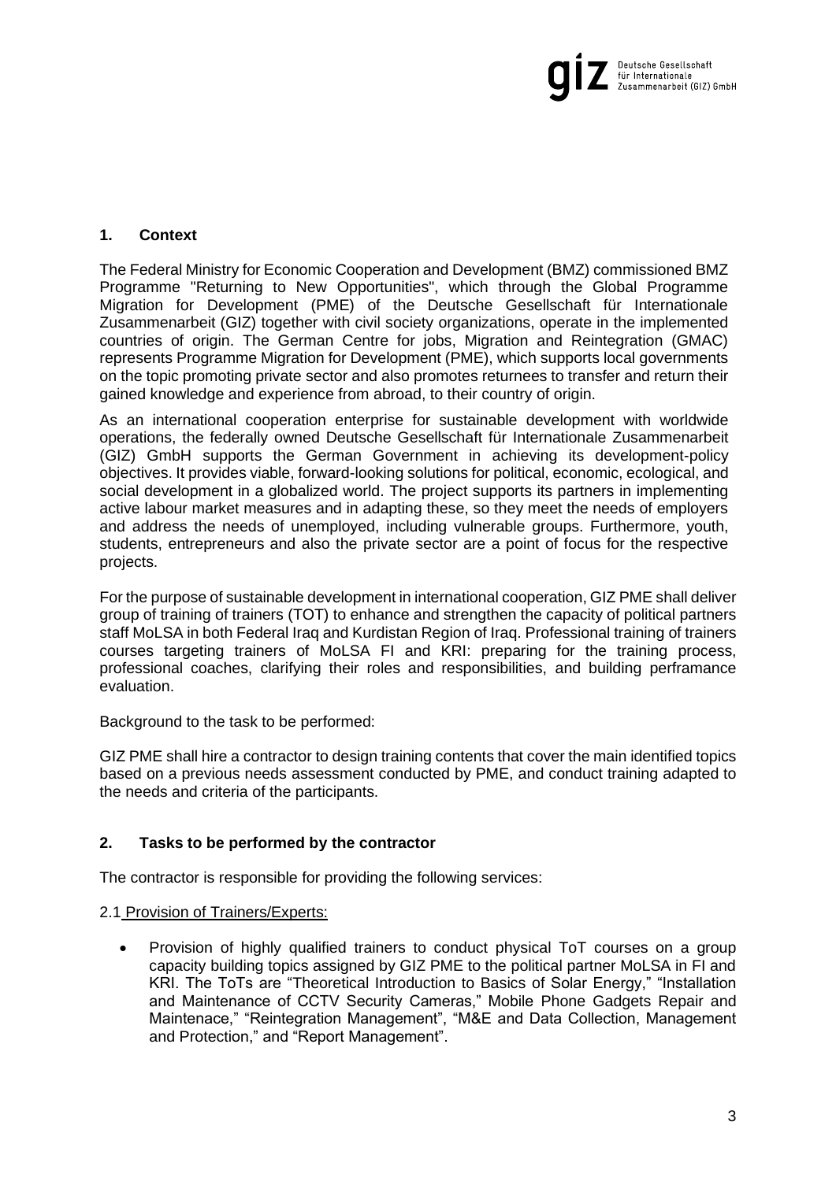## 1. Context

The Federal Ministry for Economic Cooperation and Development (BMZ) commissioned BMZ Programme "Returning to New Opportunities", which through the Global Programme Migration for Development (PME) of the Deutsche Gesellschaft für Internationale Zusammenarbeit (GIZ) together with civil society organizations, operate in the implemented countries of origin. The German Centre for jobs, Migration and Reintegration (GMAC) represents Programme Migration for Development (PME), which supports local governments on the topic promoting private sector and also promotes returnees to transfer and return their gained knowledge and experience from abroad, to their country of origin.

As an international cooperation enterprise for sustainable development with worldwide operations, the federally owned Deutsche Gesellschaft für Internationale Zusammenarbeit (GIZ) GmbH supports the German Government in achieving its development-policy objectives. It provides viable, forward-looking solutions for political, economic, ecological, and social development in a globalized world. The project supports its partners in implementing active labour market measures and in adapting these, so they meet the needs of employers and address the needs of unemployed, including vulnerable groups. Furthermore, youth, students, entrepreneurs and also the private sector are a point of focus for the respective projects.

For the purpose of sustainable development in international cooperation, GIZ PME shall deliver group of training of trainers (TOT) to enhance and strengthen the capacity of political partners staff MoLSA in both Federal Iraq and Kurdistan Region of Iraq. Professional training of trainers courses targeting trainers of MoLSA FI and KRI: preparing for the training process, professional coaches, clarifying their roles and responsibilities, and building perframance evaluation.

Background to the task to be performed:

GIZ PME shall hire a contractor to design training contents that cover the main identified topics based on a previous needs assessment conducted by PME, and conduct training adapted to the needs and criteria of the participants.

## 2. Tasks to be performed by the contractor

The contractor is responsible for providing the following services:

2.1 Provision of Trainers/Experts:

- Provision of highly qualified trainers to conduct physical ToT courses on a group capacity building topics assigned by GIZ PME to the political partner MoLSA in FI and KRI. The ToTs are "Theoretical Introduction to Basics of Solar Energy," "Installation and Maintenance of CCTV Security Cameras," Mobile Phone Gadgets Repair and Maintenace," "Reintegration Management", "M&E and Data Collection, Management and Protection," and "Report Management".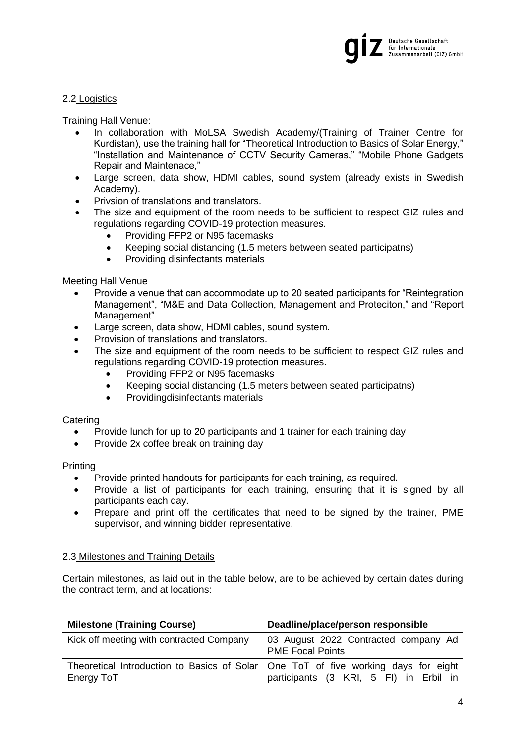## 2.2 Logistics

Training Hall Venue:

- In collaboration with MoLSA Swedish Academy/(Training of Trainer Centre for Kurdistan), use the training hall for "Theoretical Introduction to Basics of Solar Energy," "Installation and Maintenance of CCTV Security Cameras," "Mobile Phone Gadgets Repair and Maintenace,"
- Large screen, data show, HDMI cables, sound system (already exists in Swedish Academy).
- Privsion of translations and translators.
- The size and equipment of the room needs to be sufficient to respect GIZ rules and regulations regarding COVID-19 protection measures.
  - Providing FFP2 or N95 facemasks
  - Keeping social distancing (1.5 meters between seated participatns)
  - Providing disinfectants materials

Meeting Hall Venue

- Provide a venue that can accommodate up to 20 seated participants for "Reintegration Management", "M&E and Data Collection, Management and Proteciton," and "Report Management".
- Large screen, data show, HDMI cables, sound system.
- Provision of translations and translators.
- The size and equipment of the room needs to be sufficient to respect GIZ rules and regulations regarding COVID-19 protection measures.
  - Providing FFP2 or N95 facemasks
  - Keeping social distancing (1.5 meters between seated participatns)
  - Providingdisinfectants materials

Catering

- Provide lunch for up to 20 participants and 1 trainer for each training day
- Provide 2x coffee break on training day

Printing

- Provide printed handouts for participants for each training, as required.
- Provide a list of participants for each training, ensuring that it is signed by all participants each day.
- Prepare and print off the certificates that need to be signed by the trainer, PME supervisor, and winning bidder representative.

## 2.3 Milestones and Training Details

Certain milestones, as laid out in the table below, are to be achieved by certain dates during the contract term, and at locations:

| Milestone (Training Course) | Deadline/place/person responsible |
|---|---|
| Kick off meeting with contracted Company | 03 August 2022 Contracted company Ad PME Focal Points |
| Theoretical Introduction to Basics of Solar Energy ToT | One ToT of five working days for eight participants (3 KRI, 5 FI) in Erbil in |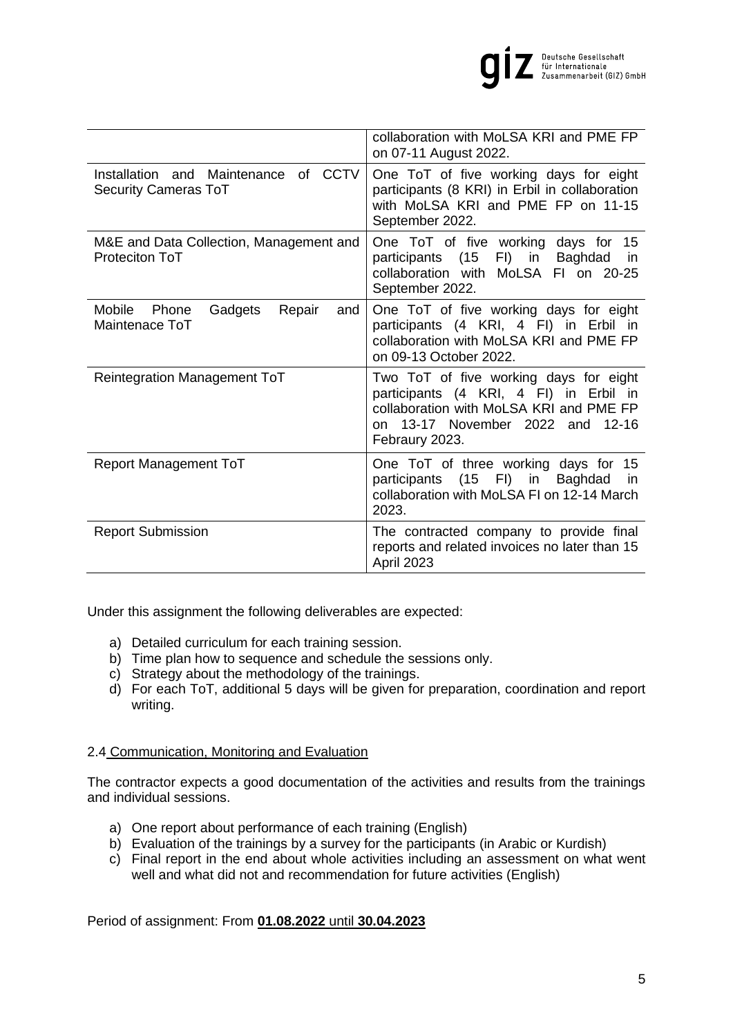| | |
|---|---|
| | collaboration with MoLSA KRI and PME FP on 07-11 August 2022. |
| Installation and Maintenance of CCTV Security Cameras ToT | One ToT of five working days for eight participants (8 KRI) in Erbil in collaboration with MoLSA KRI and PME FP on 11-15 September 2022. |
| M&E and Data Collection, Management and Proteciton ToT | One ToT of five working days for 15 participants (15 FI) in Baghdad in collaboration with MoLSA FI on 20-25 September 2022. |
| Mobile Phone Gadgets Repair and Maintenace ToT | One ToT of five working days for eight participants (4 KRI, 4 FI) in Erbil in collaboration with MoLSA KRI and PME FP on 09-13 October 2022. |
| Reintegration Management ToT | Two ToT of five working days for eight participants (4 KRI, 4 FI) in Erbil in collaboration with MoLSA KRI and PME FP on 13-17 November 2022 and 12-16 Febraury 2023. |
| Report Management ToT | One ToT of three working days for 15 participants (15 FI) in Baghdad in collaboration with MoLSA FI on 12-14 March 2023. |
| Report Submission | The contracted company to provide final reports and related invoices no later than 15 April 2023 |

Under this assignment the following deliverables are expected:

a) Detailed curriculum for each training session.
b) Time plan how to sequence and schedule the sessions only.
c) Strategy about the methodology of the trainings.
d) For each ToT, additional 5 days will be given for preparation, coordination and report writing.

### 2.4 Communication, Monitoring and Evaluation

The contractor expects a good documentation of the activities and results from the trainings and individual sessions.

a) One report about performance of each training (English)
b) Evaluation of the trainings by a survey for the participants (in Arabic or Kurdish)
c) Final report in the end about whole activities including an assessment on what went well and what did not and recommendation for future activities (English)

Period of assignment: From **01.08.2022 until 30.04.2023**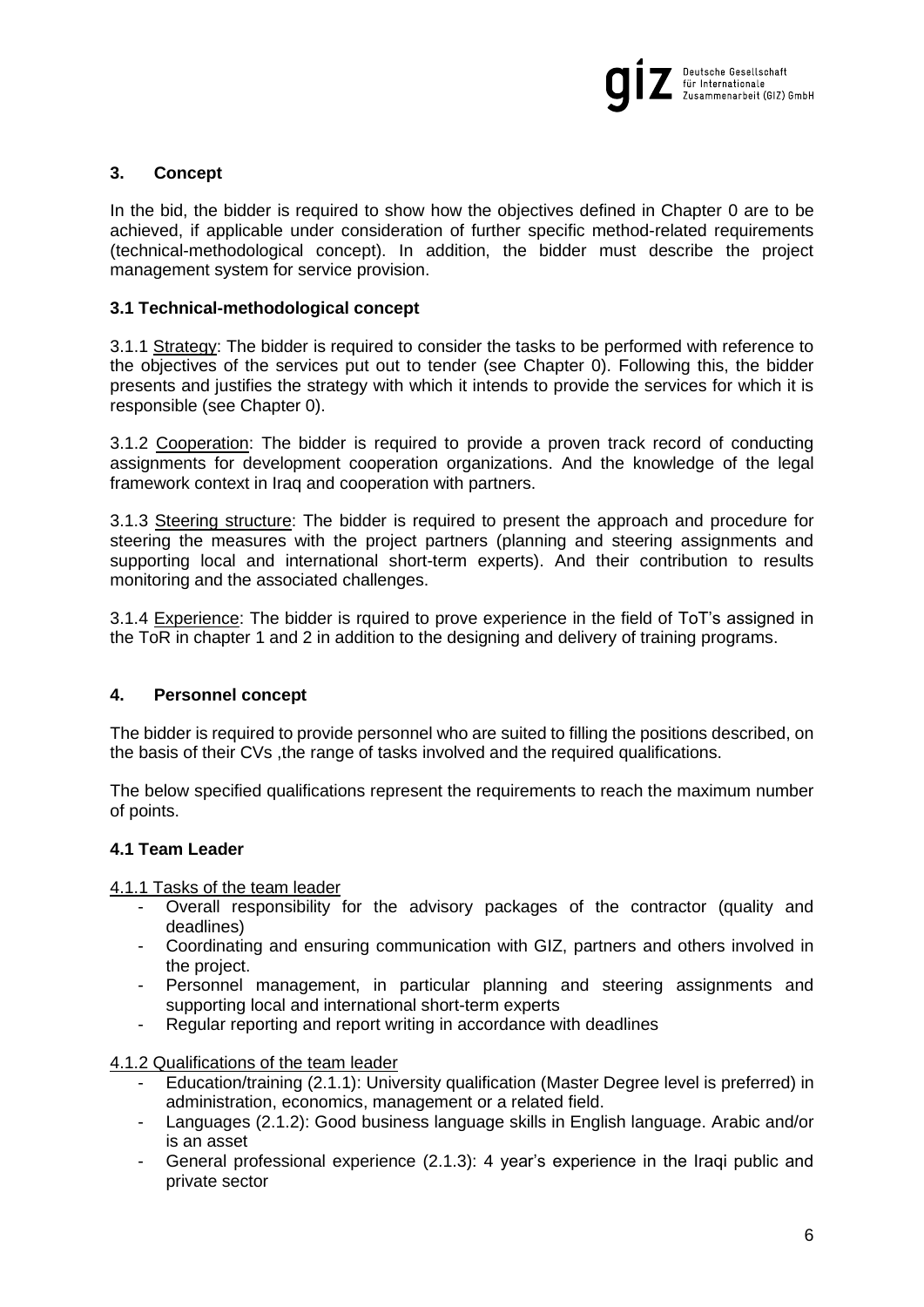## 3. Concept

In the bid, the bidder is required to show how the objectives defined in Chapter 0 are to be achieved, if applicable under consideration of further specific method-related requirements (technical-methodological concept). In addition, the bidder must describe the project management system for service provision.

### 3.1 Technical-methodological concept

3.1.1 Strategy: The bidder is required to consider the tasks to be performed with reference to the objectives of the services put out to tender (see Chapter 0). Following this, the bidder presents and justifies the strategy with which it intends to provide the services for which it is responsible (see Chapter 0).

3.1.2 Cooperation: The bidder is required to provide a proven track record of conducting assignments for development cooperation organizations. And the knowledge of the legal framework context in Iraq and cooperation with partners.

3.1.3 Steering structure: The bidder is required to present the approach and procedure for steering the measures with the project partners (planning and steering assignments and supporting local and international short-term experts). And their contribution to results monitoring and the associated challenges.

3.1.4 Experience: The bidder is rquired to prove experience in the field of ToT's assigned in the ToR in chapter 1 and 2 in addition to the designing and delivery of training programs.

## 4. Personnel concept

The bidder is required to provide personnel who are suited to filling the positions described, on the basis of their CVs ,the range of tasks involved and the required qualifications.

The below specified qualifications represent the requirements to reach the maximum number of points.

### 4.1 Team Leader

4.1.1 Tasks of the team leader

- Overall responsibility for the advisory packages of the contractor (quality and deadlines)
- Coordinating and ensuring communication with GIZ, partners and others involved in the project.
- Personnel management, in particular planning and steering assignments and supporting local and international short-term experts
- Regular reporting and report writing in accordance with deadlines

4.1.2 Qualifications of the team leader

- Education/training (2.1.1): University qualification (Master Degree level is preferred) in administration, economics, management or a related field.
- Languages (2.1.2): Good business language skills in English language. Arabic and/or is an asset
- General professional experience (2.1.3): 4 year's experience in the Iraqi public and private sector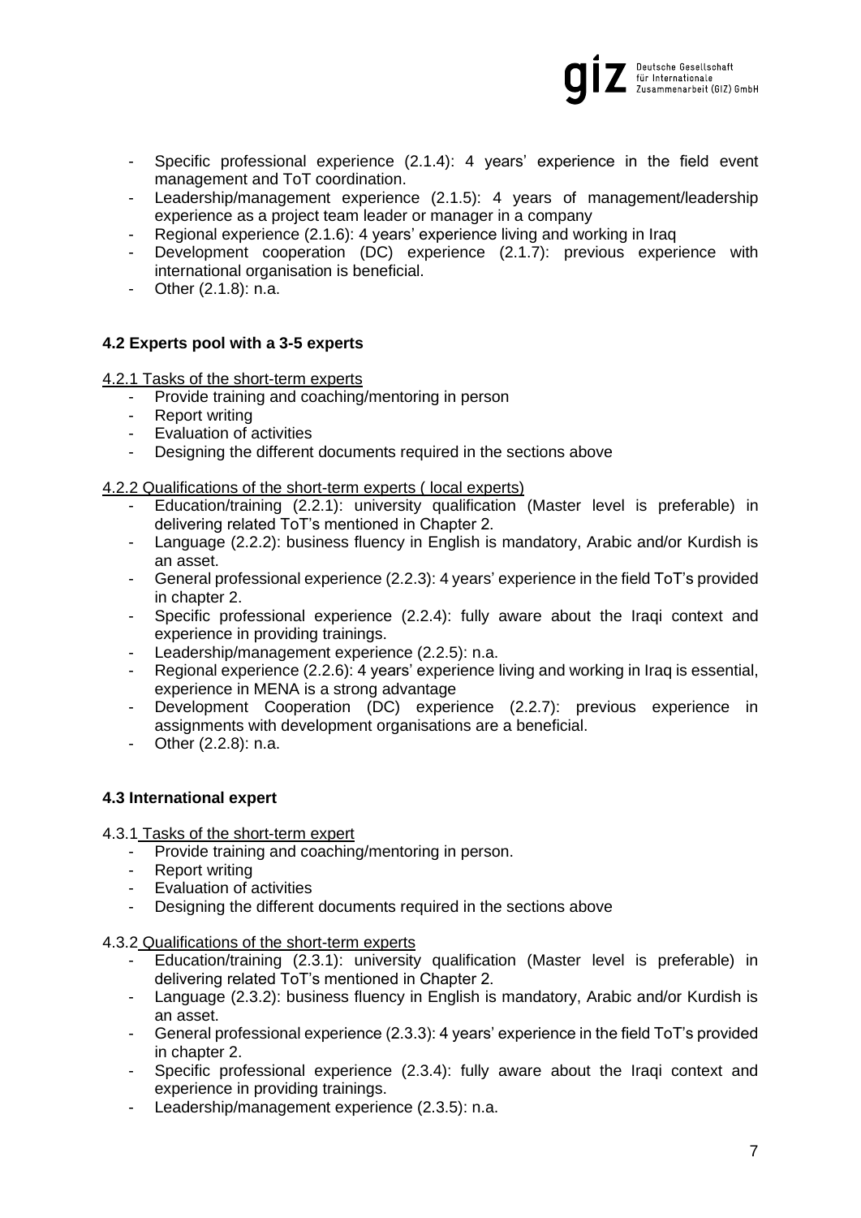- Specific professional experience (2.1.4): 4 years' experience in the field event management and ToT coordination.
- Leadership/management experience (2.1.5): 4 years of management/leadership experience as a project team leader or manager in a company
- Regional experience (2.1.6): 4 years' experience living and working in Iraq
- Development cooperation (DC) experience (2.1.7): previous experience with international organisation is beneficial.
- Other (2.1.8): n.a.

### 4.2 Experts pool with a 3-5 experts

4.2.1 Tasks of the short-term experts

- Provide training and coaching/mentoring in person
- Report writing
- Evaluation of activities
- Designing the different documents required in the sections above

4.2.2 Qualifications of the short-term experts ( local experts)

- Education/training (2.2.1): university qualification (Master level is preferable) in delivering related ToT's mentioned in Chapter 2.
- Language (2.2.2): business fluency in English is mandatory, Arabic and/or Kurdish is an asset.
- General professional experience (2.2.3): 4 years' experience in the field ToT's provided in chapter 2.
- Specific professional experience (2.2.4): fully aware about the Iraqi context and experience in providing trainings.
- Leadership/management experience (2.2.5): n.a.
- Regional experience (2.2.6): 4 years' experience living and working in Iraq is essential, experience in MENA is a strong advantage
- Development Cooperation (DC) experience (2.2.7): previous experience in assignments with development organisations are a beneficial.
- Other (2.2.8): n.a.

### 4.3 International expert

4.3.1 Tasks of the short-term expert

- Provide training and coaching/mentoring in person.
- Report writing
- Evaluation of activities
- Designing the different documents required in the sections above

4.3.2 Qualifications of the short-term experts

- Education/training (2.3.1): university qualification (Master level is preferable) in delivering related ToT's mentioned in Chapter 2.
- Language (2.3.2): business fluency in English is mandatory, Arabic and/or Kurdish is an asset.
- General professional experience (2.3.3): 4 years' experience in the field ToT's provided in chapter 2.
- Specific professional experience (2.3.4): fully aware about the Iraqi context and experience in providing trainings.
- Leadership/management experience (2.3.5): n.a.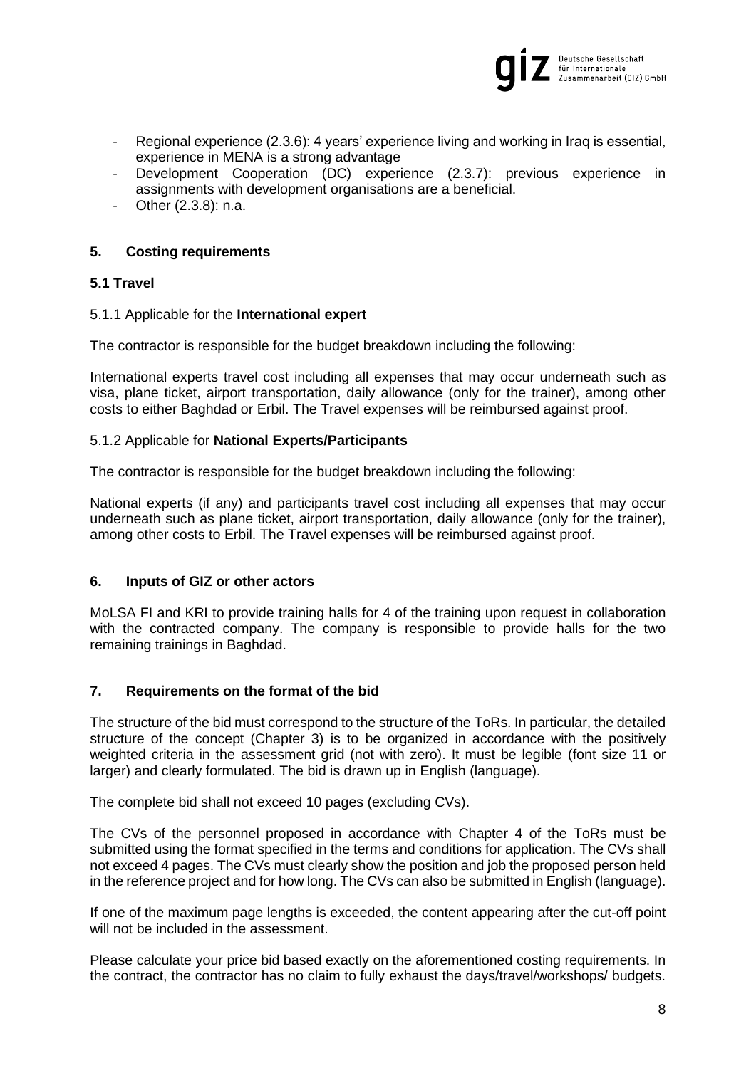- Regional experience (2.3.6): 4 years' experience living and working in Iraq is essential, experience in MENA is a strong advantage
- Development Cooperation (DC) experience (2.3.7): previous experience in assignments with development organisations are a beneficial.
- Other (2.3.8): n.a.

## 5. Costing requirements

### 5.1 Travel

5.1.1 Applicable for the **International expert**

The contractor is responsible for the budget breakdown including the following:

International experts travel cost including all expenses that may occur underneath such as visa, plane ticket, airport transportation, daily allowance (only for the trainer), among other costs to either Baghdad or Erbil. The Travel expenses will be reimbursed against proof.

5.1.2 Applicable for **National Experts/Participants**

The contractor is responsible for the budget breakdown including the following:

National experts (if any) and participants travel cost including all expenses that may occur underneath such as plane ticket, airport transportation, daily allowance (only for the trainer), among other costs to Erbil. The Travel expenses will be reimbursed against proof.

## 6. Inputs of GIZ or other actors

MoLSA FI and KRI to provide training halls for 4 of the training upon request in collaboration with the contracted company. The company is responsible to provide halls for the two remaining trainings in Baghdad.

## 7. Requirements on the format of the bid

The structure of the bid must correspond to the structure of the ToRs. In particular, the detailed structure of the concept (Chapter 3) is to be organized in accordance with the positively weighted criteria in the assessment grid (not with zero). It must be legible (font size 11 or larger) and clearly formulated. The bid is drawn up in English (language).

The complete bid shall not exceed 10 pages (excluding CVs).

The CVs of the personnel proposed in accordance with Chapter 4 of the ToRs must be submitted using the format specified in the terms and conditions for application. The CVs shall not exceed 4 pages. The CVs must clearly show the position and job the proposed person held in the reference project and for how long. The CVs can also be submitted in English (language).

If one of the maximum page lengths is exceeded, the content appearing after the cut-off point will not be included in the assessment.

Please calculate your price bid based exactly on the aforementioned costing requirements. In the contract, the contractor has no claim to fully exhaust the days/travel/workshops/ budgets.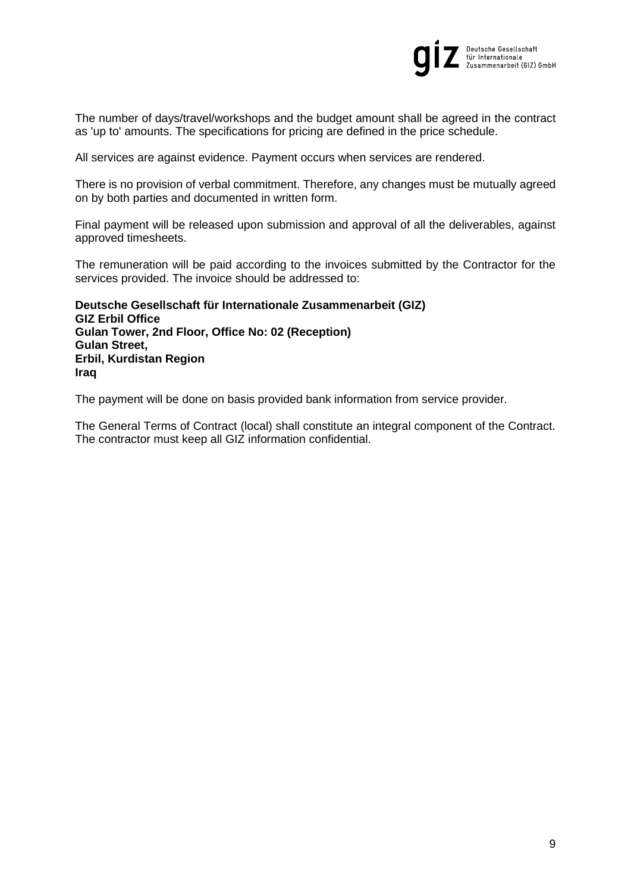The number of days/travel/workshops and the budget amount shall be agreed in the contract as 'up to' amounts. The specifications for pricing are defined in the price schedule.

All services are against evidence. Payment occurs when services are rendered.

There is no provision of verbal commitment. Therefore, any changes must be mutually agreed on by both parties and documented in written form.

Final payment will be released upon submission and approval of all the deliverables, against approved timesheets.

The remuneration will be paid according to the invoices submitted by the Contractor for the services provided. The invoice should be addressed to:

**Deutsche Gesellschaft für Internationale Zusammenarbeit (GIZ)**
**GIZ Erbil Office**
**Gulan Tower, 2nd Floor, Office No: 02 (Reception)**
**Gulan Street,**
**Erbil, Kurdistan Region**
**Iraq**

The payment will be done on basis provided bank information from service provider.

The General Terms of Contract (local) shall constitute an integral component of the Contract. The contractor must keep all GIZ information confidential.